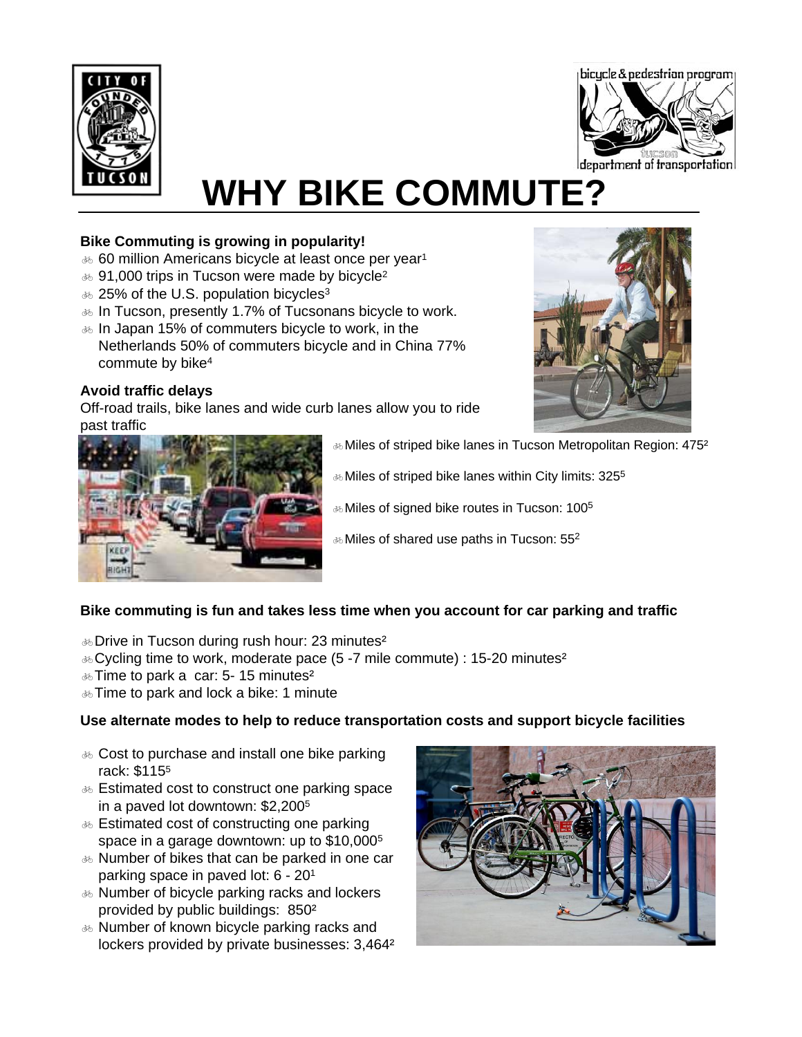# WHY BIKE COMMUTE?

**Bike Commuting is growing in popularity!**

- 60 million Americans bicycle at least once per year[1]
- 91,000 trips in Tucson were made by bicycle[2]
- 25% of the U.S. population bicycles[3]
- In Tucson, presently 1.7% of Tucsonans bicycle to work.
- In Japan 15% of commuters bicycle to work, in the Netherlands 50% of commuters bicycle and in China 77% commute by bike[4]

**Avoid traffic delays**

Off-road trails, bike lanes and wide curb lanes allow you to ride past traffic

- Miles of striped bike lanes in Tucson Metropolitan Region: 475[2]
- Miles of striped bike lanes within City limits: 325[5]
- Miles of signed bike routes in Tucson: 100[5]
- Miles of shared use paths in Tucson: 55[2]

**Bike commuting is fun and takes less time when you account for car parking and traffic**

- Drive in Tucson during rush hour: 23 minutes[2]
- Cycling time to work, moderate pace (5 -7 mile commute) : 15-20 minutes[2]
- Time to park a car: 5- 15 minutes[2]
- Time to park and lock a bike: 1 minute

**Use alternate modes to help to reduce transportation costs and support bicycle facilities**

- Cost to purchase and install one bike parking rack: $115[5]
- Estimated cost to construct one parking space in a paved lot downtown: $2,200[5]
- Estimated cost of constructing one parking space in a garage downtown: up to $10,000[5]
- Number of bikes that can be parked in one car parking space in paved lot: 6 - 20[1]
- Number of bicycle parking racks and lockers provided by public buildings: 850[2]
- Number of known bicycle parking racks and lockers provided by private businesses: 3,464[2]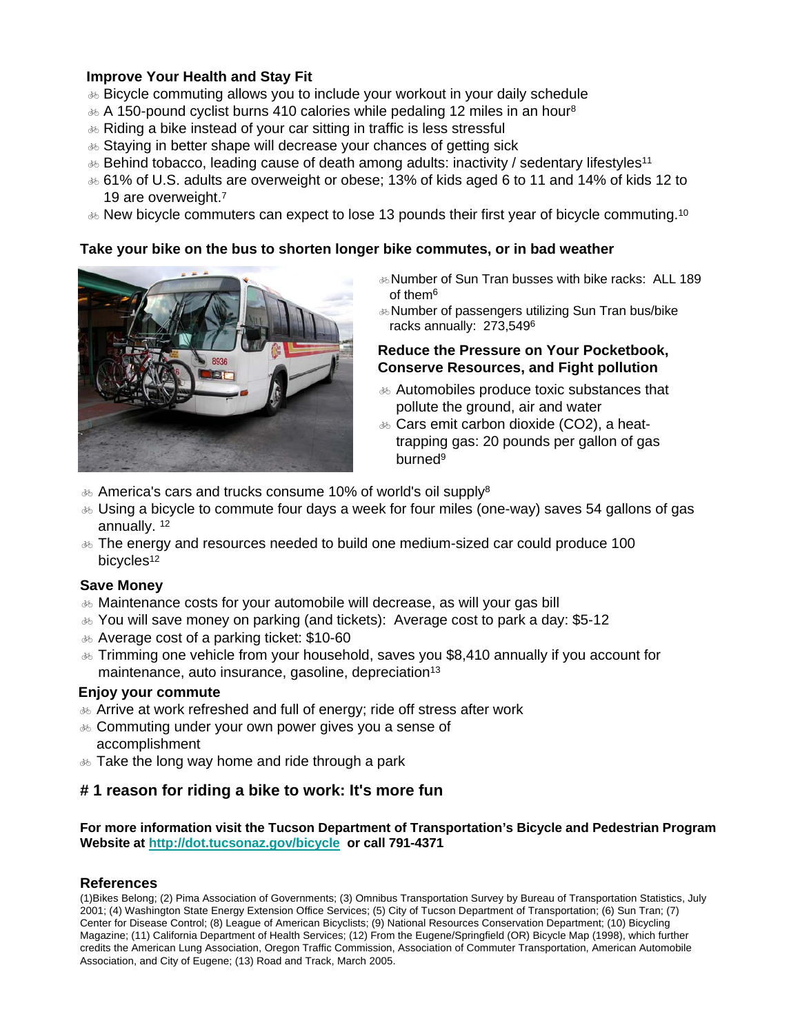### Improve Your Health and Stay Fit

- Bicycle commuting allows you to include your workout in your daily schedule
- A 150-pound cyclist burns 410 calories while pedaling 12 miles in an hour[8]
- Riding a bike instead of your car sitting in traffic is less stressful
- Staying in better shape will decrease your chances of getting sick
- Behind tobacco, leading cause of death among adults: inactivity / sedentary lifestyles[11]
- 61% of U.S. adults are overweight or obese; 13% of kids aged 6 to 11 and 14% of kids 12 to 19 are overweight.[7]
- New bicycle commuters can expect to lose 13 pounds their first year of bicycle commuting.[10]

### Take your bike on the bus to shorten longer bike commutes, or in bad weather

- Number of Sun Tran busses with bike racks: ALL 189 of them[6]
- Number of passengers utilizing Sun Tran bus/bike racks annually: 273,549[6]

### Reduce the Pressure on Your Pocketbook, Conserve Resources, and Fight pollution

- Automobiles produce toxic substances that pollute the ground, air and water
- Cars emit carbon dioxide ($CO_2$), a heat-trapping gas: 20 pounds per gallon of gas burned[9]
- America's cars and trucks consume 10% of world's oil supply[8]
- Using a bicycle to commute four days a week for four miles (one-way) saves 54 gallons of gas annually. [12]
- The energy and resources needed to build one medium-sized car could produce 100 bicycles[12]

### Save Money

- Maintenance costs for your automobile will decrease, as will your gas bill
- You will save money on parking (and tickets): Average cost to park a day: $5-12
- Average cost of a parking ticket: $10-60
- Trimming one vehicle from your household, saves you $8,410 annually if you account for maintenance, auto insurance, gasoline, depreciation[13]

### Enjoy your commute

- Arrive at work refreshed and full of energy; ride off stress after work
- Commuting under your own power gives you a sense of accomplishment
- Take the long way home and ride through a park

## # 1 reason for riding a bike to work: It's more fun

**For more information visit the Tucson Department of Transportation's Bicycle and Pedestrian Program Website at http://dot.tucsonaz.gov/bicycle or call 791-4371**

### References

(1)Bikes Belong; (2) Pima Association of Governments; (3) Omnibus Transportation Survey by Bureau of Transportation Statistics, July 2001; (4) Washington State Energy Extension Office Services; (5) City of Tucson Department of Transportation; (6) Sun Tran; (7) Center for Disease Control; (8) League of American Bicyclists; (9) National Resources Conservation Department; (10) Bicycling Magazine; (11) California Department of Health Services; (12) From the Eugene/Springfield (OR) Bicycle Map (1998), which further credits the American Lung Association, Oregon Traffic Commission, Association of Commuter Transportation, American Automobile Association, and City of Eugene; (13) Road and Track, March 2005.